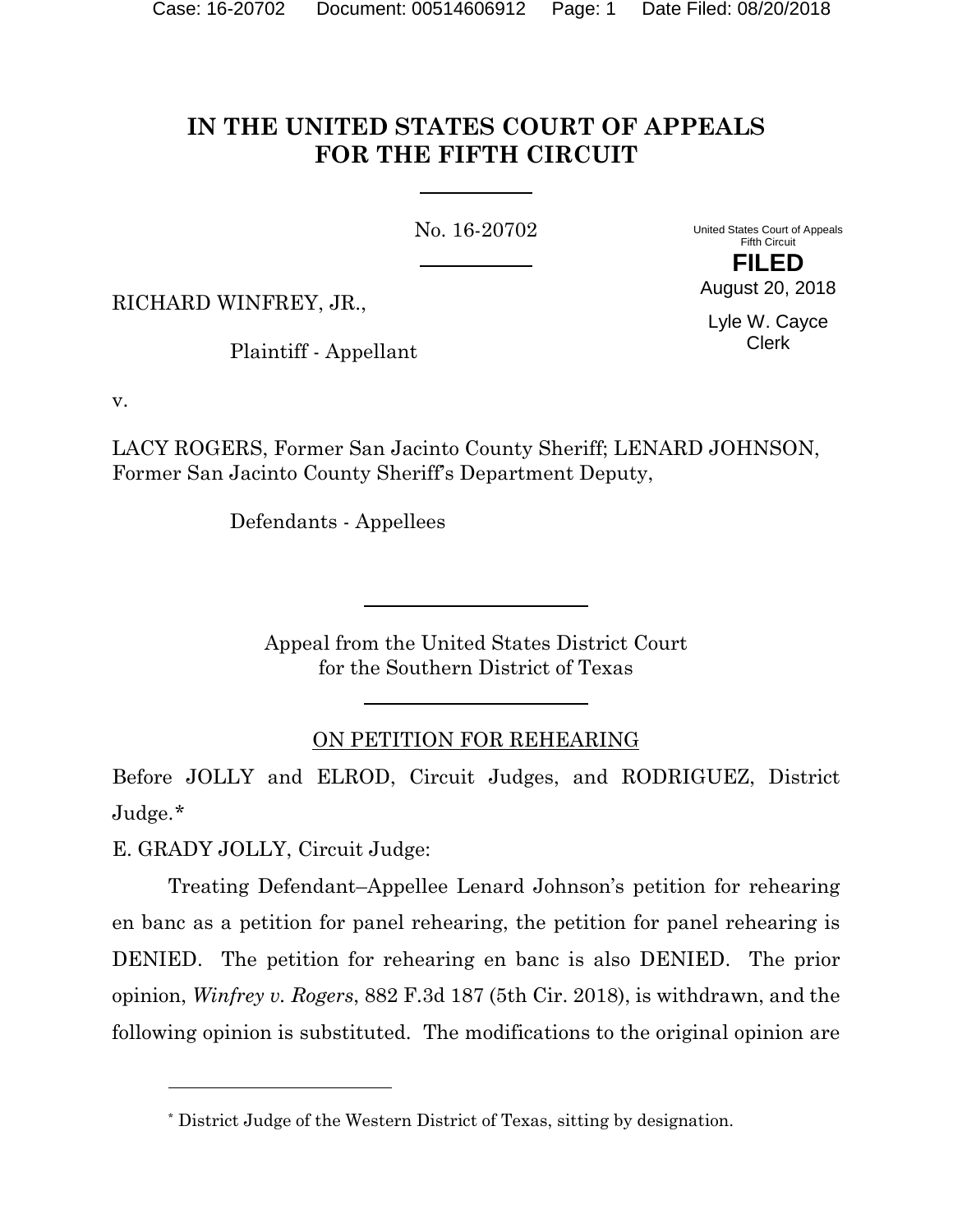# IN THE UNITED STATES COURT OF APPEALS FOR THE FIFTH CIRCUIT

No. 16-20702

United States Court of Appeals
Fifth Circuit

**FILED**

August 20, 2018

Lyle W. Cayce
Clerk

RICHARD WINFREY, JR.,

Plaintiff - Appellant

v.

LACY ROGERS, Former San Jacinto County Sheriff; LENARD JOHNSON, Former San Jacinto County Sheriff's Department Deputy,

Defendants - Appellees

Appeal from the United States District Court
for the Southern District of Texas

ON PETITION FOR REHEARING

Before JOLLY and ELROD, Circuit Judges, and RODRIGUEZ, District Judge.*

E. GRADY JOLLY, Circuit Judge:

Treating Defendant–Appellee Lenard Johnson's petition for rehearing en banc as a petition for panel rehearing, the petition for panel rehearing is DENIED. The petition for rehearing en banc is also DENIED. The prior opinion, *Winfrey v. Rogers*, 882 F.3d 187 (5th Cir. 2018), is withdrawn, and the following opinion is substituted. The modifications to the original opinion are

---

* District Judge of the Western District of Texas, sitting by designation.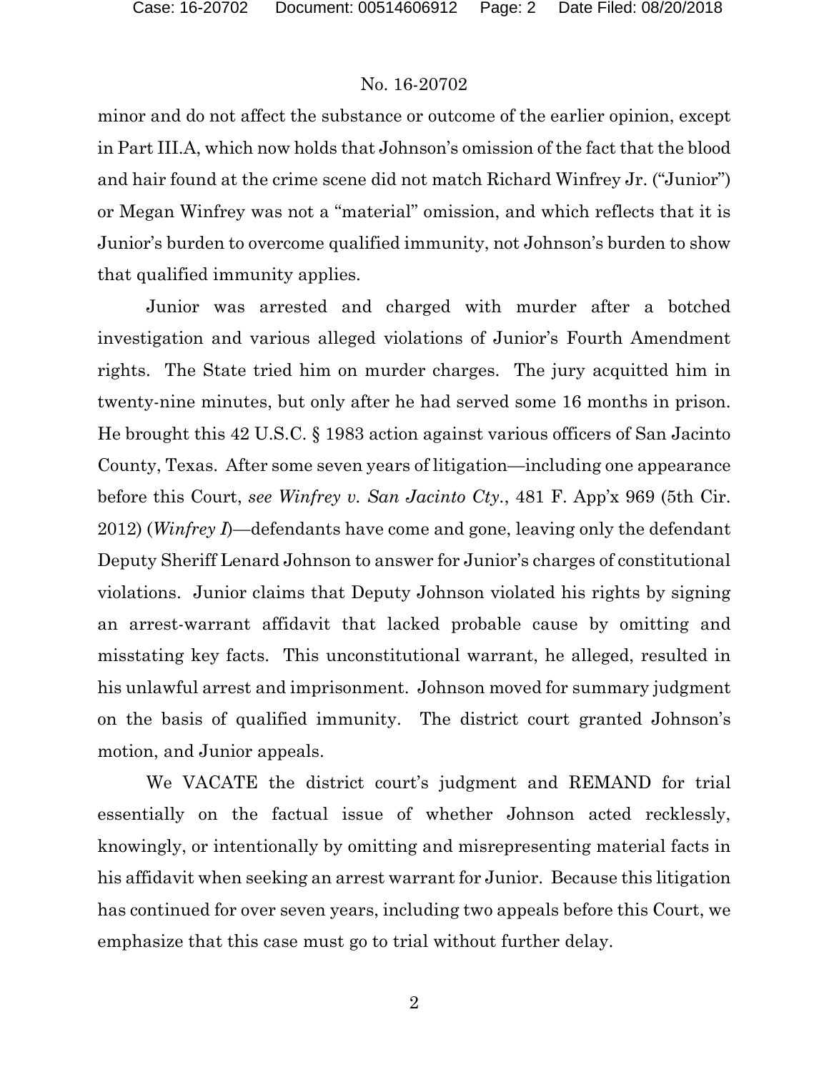minor and do not affect the substance or outcome of the earlier opinion, except in Part III.A, which now holds that Johnson's omission of the fact that the blood and hair found at the crime scene did not match Richard Winfrey Jr. ("Junior") or Megan Winfrey was not a "material" omission, and which reflects that it is Junior's burden to overcome qualified immunity, not Johnson's burden to show that qualified immunity applies.

Junior was arrested and charged with murder after a botched investigation and various alleged violations of Junior's Fourth Amendment rights. The State tried him on murder charges. The jury acquitted him in twenty-nine minutes, but only after he had served some 16 months in prison. He brought this 42 U.S.C. § 1983 action against various officers of San Jacinto County, Texas. After some seven years of litigation—including one appearance before this Court, *see Winfrey v. San Jacinto Cty.*, 481 F. App'x 969 (5th Cir. 2012) (*Winfrey I*)—defendants have come and gone, leaving only the defendant Deputy Sheriff Lenard Johnson to answer for Junior's charges of constitutional violations. Junior claims that Deputy Johnson violated his rights by signing an arrest-warrant affidavit that lacked probable cause by omitting and misstating key facts. This unconstitutional warrant, he alleged, resulted in his unlawful arrest and imprisonment. Johnson moved for summary judgment on the basis of qualified immunity. The district court granted Johnson's motion, and Junior appeals.

We VACATE the district court's judgment and REMAND for trial essentially on the factual issue of whether Johnson acted recklessly, knowingly, or intentionally by omitting and misrepresenting material facts in his affidavit when seeking an arrest warrant for Junior. Because this litigation has continued for over seven years, including two appeals before this Court, we emphasize that this case must go to trial without further delay.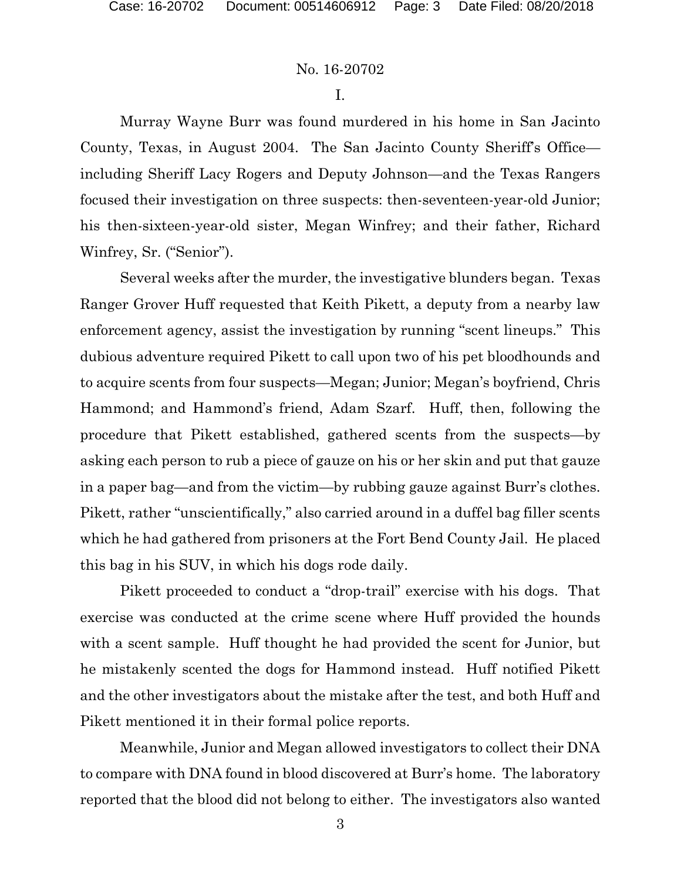I.

Murray Wayne Burr was found murdered in his home in San Jacinto County, Texas, in August 2004. The San Jacinto County Sheriff's Office—including Sheriff Lacy Rogers and Deputy Johnson—and the Texas Rangers focused their investigation on three suspects: then-seventeen-year-old Junior; his then-sixteen-year-old sister, Megan Winfrey; and their father, Richard Winfrey, Sr. ("Senior").

Several weeks after the murder, the investigative blunders began. Texas Ranger Grover Huff requested that Keith Pikett, a deputy from a nearby law enforcement agency, assist the investigation by running "scent lineups." This dubious adventure required Pikett to call upon two of his pet bloodhounds and to acquire scents from four suspects—Megan; Junior; Megan's boyfriend, Chris Hammond; and Hammond's friend, Adam Szarf. Huff, then, following the procedure that Pikett established, gathered scents from the suspects—by asking each person to rub a piece of gauze on his or her skin and put that gauze in a paper bag—and from the victim—by rubbing gauze against Burr's clothes. Pikett, rather "unscientifically," also carried around in a duffel bag filler scents which he had gathered from prisoners at the Fort Bend County Jail. He placed this bag in his SUV, in which his dogs rode daily.

Pikett proceeded to conduct a "drop-trail" exercise with his dogs. That exercise was conducted at the crime scene where Huff provided the hounds with a scent sample. Huff thought he had provided the scent for Junior, but he mistakenly scented the dogs for Hammond instead. Huff notified Pikett and the other investigators about the mistake after the test, and both Huff and Pikett mentioned it in their formal police reports.

Meanwhile, Junior and Megan allowed investigators to collect their DNA to compare with DNA found in blood discovered at Burr's home. The laboratory reported that the blood did not belong to either. The investigators also wanted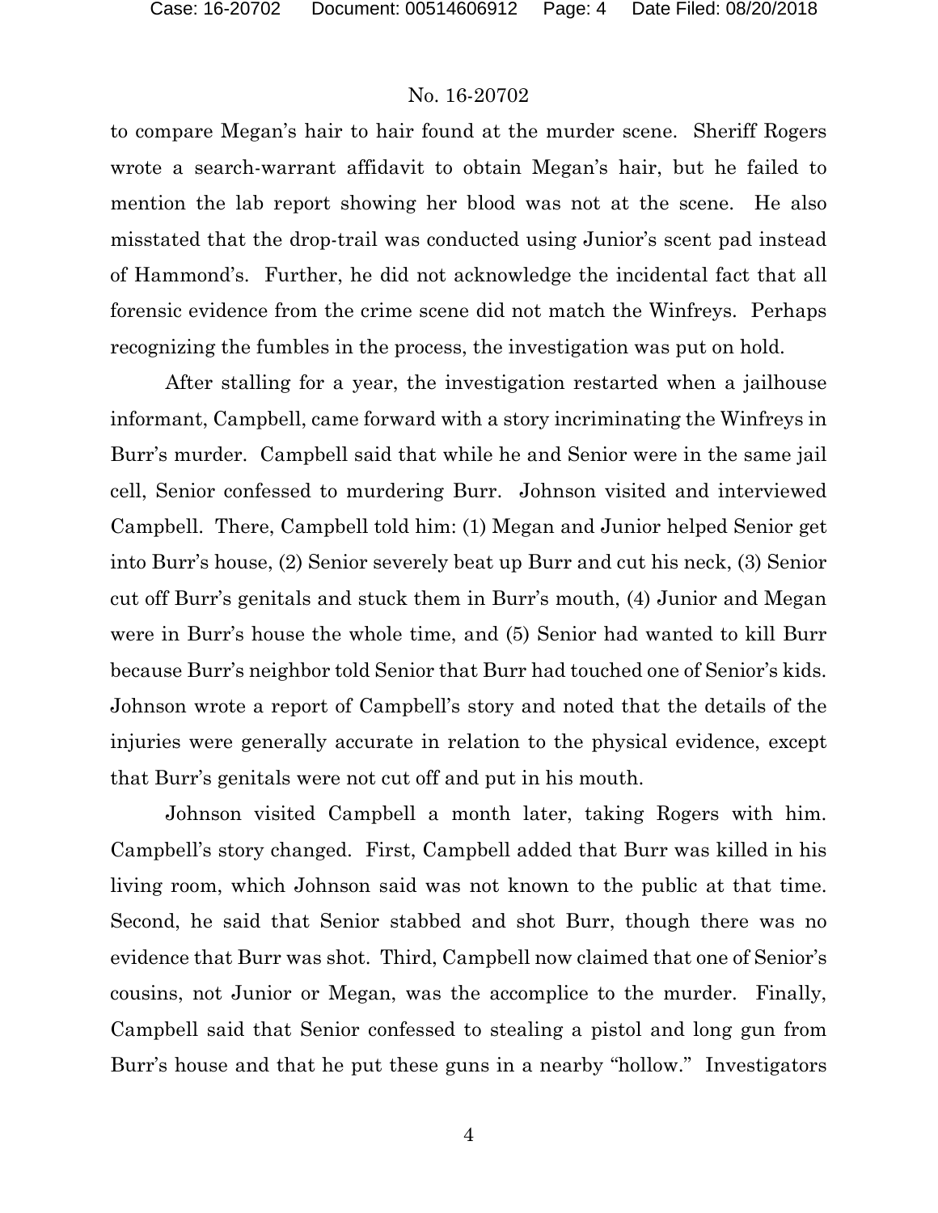to compare Megan's hair to hair found at the murder scene. Sheriff Rogers wrote a search-warrant affidavit to obtain Megan's hair, but he failed to mention the lab report showing her blood was not at the scene. He also misstated that the drop-trail was conducted using Junior's scent pad instead of Hammond's. Further, he did not acknowledge the incidental fact that all forensic evidence from the crime scene did not match the Winfreys. Perhaps recognizing the fumbles in the process, the investigation was put on hold.

After stalling for a year, the investigation restarted when a jailhouse informant, Campbell, came forward with a story incriminating the Winfreys in Burr's murder. Campbell said that while he and Senior were in the same jail cell, Senior confessed to murdering Burr. Johnson visited and interviewed Campbell. There, Campbell told him: (1) Megan and Junior helped Senior get into Burr's house, (2) Senior severely beat up Burr and cut his neck, (3) Senior cut off Burr's genitals and stuck them in Burr's mouth, (4) Junior and Megan were in Burr's house the whole time, and (5) Senior had wanted to kill Burr because Burr's neighbor told Senior that Burr had touched one of Senior's kids. Johnson wrote a report of Campbell's story and noted that the details of the injuries were generally accurate in relation to the physical evidence, except that Burr's genitals were not cut off and put in his mouth.

Johnson visited Campbell a month later, taking Rogers with him. Campbell's story changed. First, Campbell added that Burr was killed in his living room, which Johnson said was not known to the public at that time. Second, he said that Senior stabbed and shot Burr, though there was no evidence that Burr was shot. Third, Campbell now claimed that one of Senior's cousins, not Junior or Megan, was the accomplice to the murder. Finally, Campbell said that Senior confessed to stealing a pistol and long gun from Burr's house and that he put these guns in a nearby "hollow." Investigators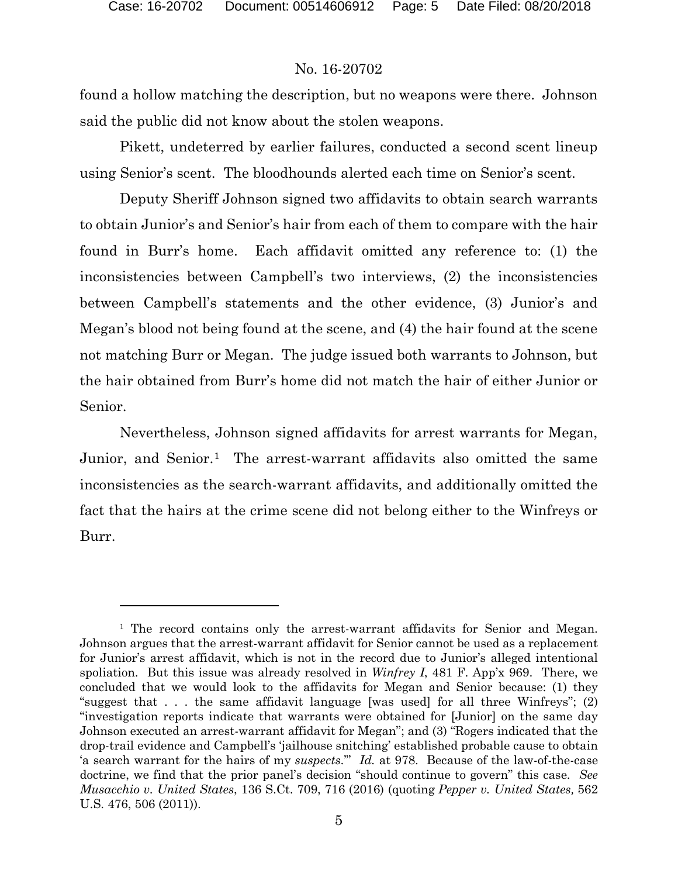found a hollow matching the description, but no weapons were there. Johnson said the public did not know about the stolen weapons.

Pikett, undeterred by earlier failures, conducted a second scent lineup using Senior's scent. The bloodhounds alerted each time on Senior's scent.

Deputy Sheriff Johnson signed two affidavits to obtain search warrants to obtain Junior's and Senior's hair from each of them to compare with the hair found in Burr's home. Each affidavit omitted any reference to: (1) the inconsistencies between Campbell's two interviews, (2) the inconsistencies between Campbell's statements and the other evidence, (3) Junior's and Megan's blood not being found at the scene, and (4) the hair found at the scene not matching Burr or Megan. The judge issued both warrants to Johnson, but the hair obtained from Burr's home did not match the hair of either Junior or Senior.

Nevertheless, Johnson signed affidavits for arrest warrants for Megan, Junior, and Senior.[1] The arrest-warrant affidavits also omitted the same inconsistencies as the search-warrant affidavits, and additionally omitted the fact that the hairs at the crime scene did not belong either to the Winfreys or Burr.

---

[1] The record contains only the arrest-warrant affidavits for Senior and Megan. Johnson argues that the arrest-warrant affidavit for Senior cannot be used as a replacement for Junior's arrest affidavit, which is not in the record due to Junior's alleged intentional spoliation. But this issue was already resolved in *Winfrey I*, 481 F. App'x 969. There, we concluded that we would look to the affidavits for Megan and Senior because: (1) they "suggest that . . . the same affidavit language [was used] for all three Winfreys"; (2) "investigation reports indicate that warrants were obtained for [Junior] on the same day Johnson executed an arrest-warrant affidavit for Megan"; and (3) "Rogers indicated that the drop-trail evidence and Campbell's 'jailhouse snitching' established probable cause to obtain 'a search warrant for the hairs of my *suspects*.'" *Id.* at 978. Because of the law-of-the-case doctrine, we find that the prior panel's decision "should continue to govern" this case. *See Musacchio v. United States*, 136 S.Ct. 709, 716 (2016) (quoting *Pepper v. United States,* 562 U.S. 476, 506 (2011)).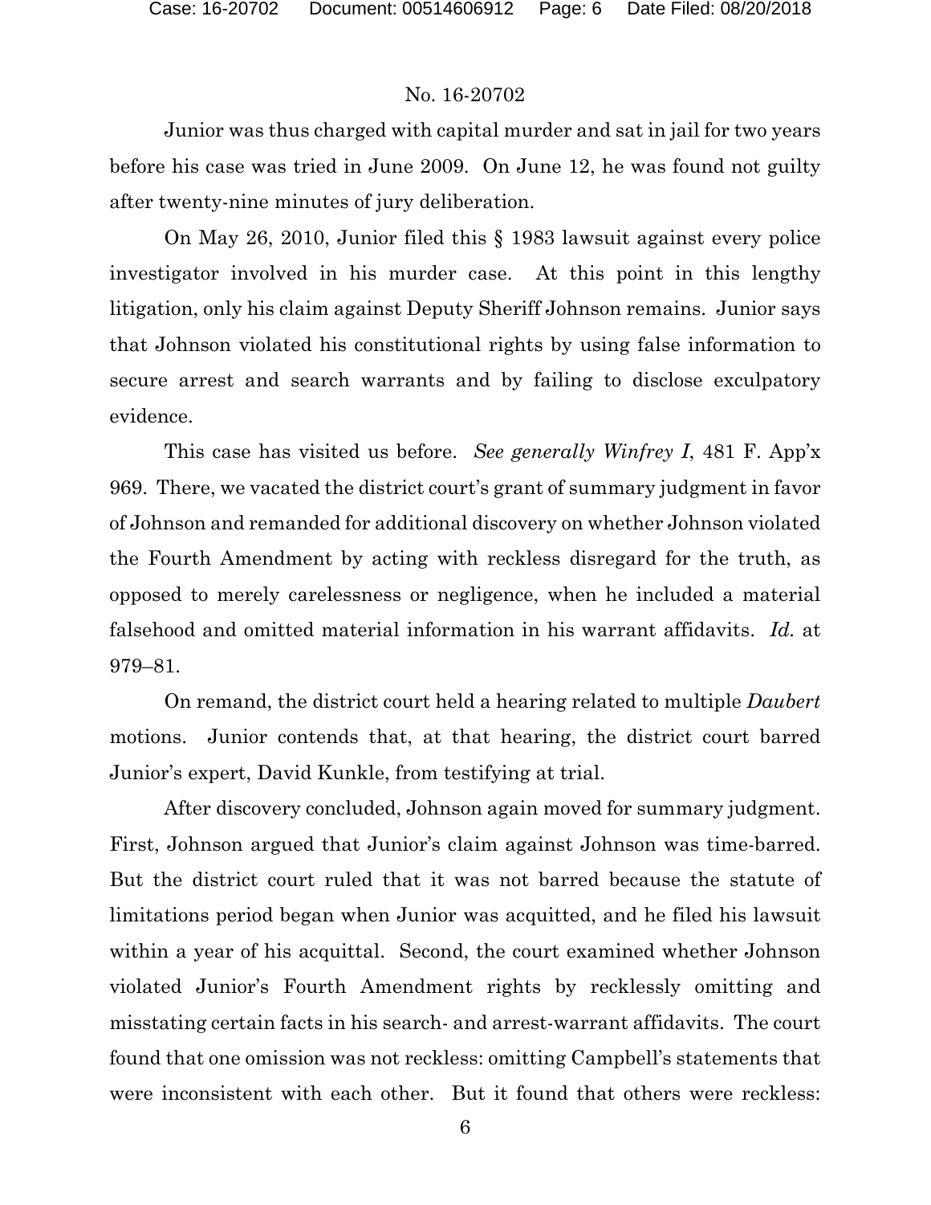Junior was thus charged with capital murder and sat in jail for two years before his case was tried in June 2009. On June 12, he was found not guilty after twenty-nine minutes of jury deliberation.

On May 26, 2010, Junior filed this § 1983 lawsuit against every police investigator involved in his murder case. At this point in this lengthy litigation, only his claim against Deputy Sheriff Johnson remains. Junior says that Johnson violated his constitutional rights by using false information to secure arrest and search warrants and by failing to disclose exculpatory evidence.

This case has visited us before. *See generally Winfrey I*, 481 F. App'x 969. There, we vacated the district court's grant of summary judgment in favor of Johnson and remanded for additional discovery on whether Johnson violated the Fourth Amendment by acting with reckless disregard for the truth, as opposed to merely carelessness or negligence, when he included a material falsehood and omitted material information in his warrant affidavits. *Id.* at 979–81.

On remand, the district court held a hearing related to multiple *Daubert* motions. Junior contends that, at that hearing, the district court barred Junior's expert, David Kunkle, from testifying at trial.

After discovery concluded, Johnson again moved for summary judgment. First, Johnson argued that Junior's claim against Johnson was time-barred. But the district court ruled that it was not barred because the statute of limitations period began when Junior was acquitted, and he filed his lawsuit within a year of his acquittal. Second, the court examined whether Johnson violated Junior's Fourth Amendment rights by recklessly omitting and misstating certain facts in his search- and arrest-warrant affidavits. The court found that one omission was not reckless: omitting Campbell's statements that were inconsistent with each other. But it found that others were reckless: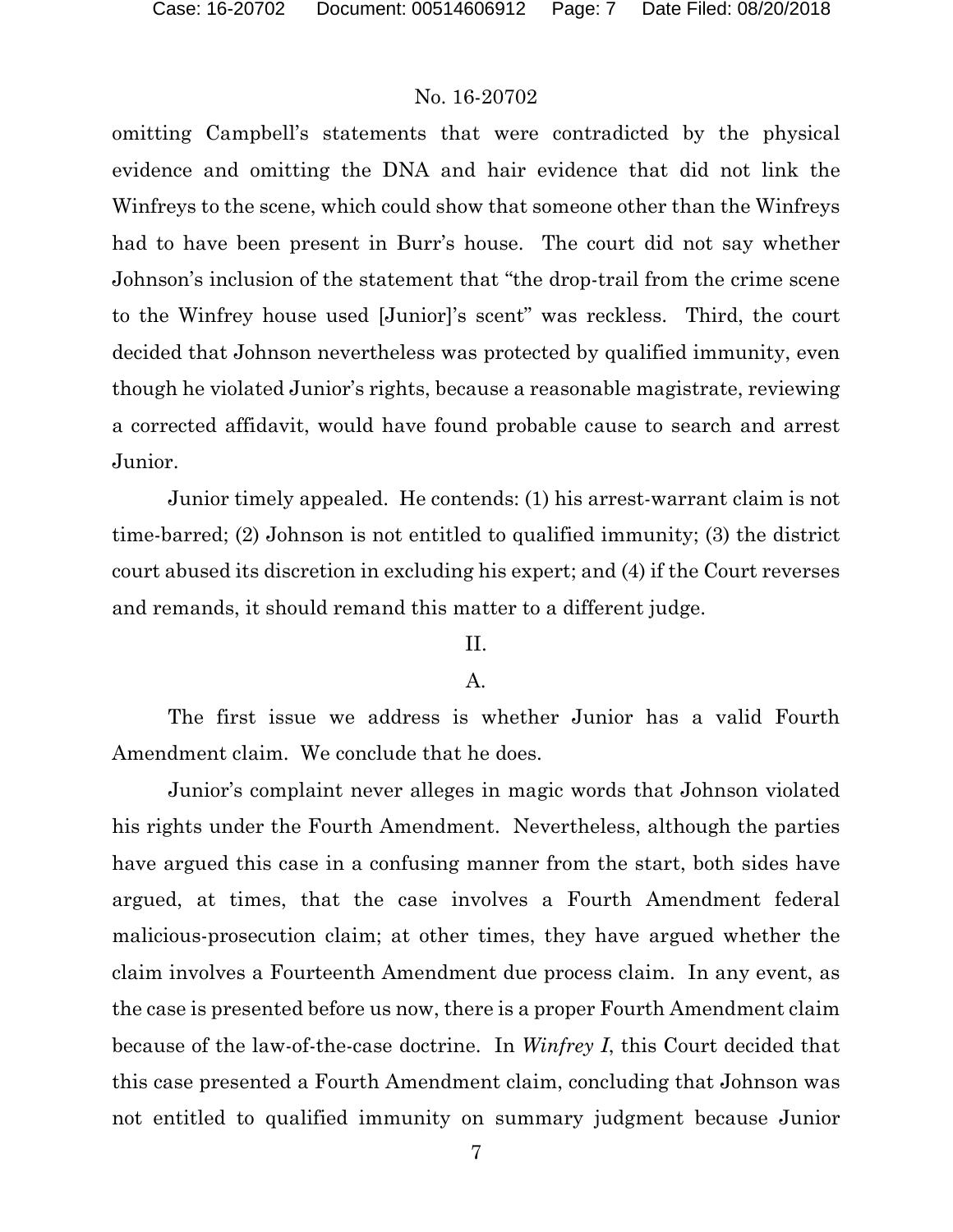omitting Campbell's statements that were contradicted by the physical evidence and omitting the DNA and hair evidence that did not link the Winfreys to the scene, which could show that someone other than the Winfreys had to have been present in Burr's house. The court did not say whether Johnson's inclusion of the statement that "the drop-trail from the crime scene to the Winfrey house used [Junior]'s scent" was reckless. Third, the court decided that Johnson nevertheless was protected by qualified immunity, even though he violated Junior's rights, because a reasonable magistrate, reviewing a corrected affidavit, would have found probable cause to search and arrest Junior.

Junior timely appealed. He contends: (1) his arrest-warrant claim is not time-barred; (2) Johnson is not entitled to qualified immunity; (3) the district court abused its discretion in excluding his expert; and (4) if the Court reverses and remands, it should remand this matter to a different judge.

## II.

### A.

The first issue we address is whether Junior has a valid Fourth Amendment claim. We conclude that he does.

Junior's complaint never alleges in magic words that Johnson violated his rights under the Fourth Amendment. Nevertheless, although the parties have argued this case in a confusing manner from the start, both sides have argued, at times, that the case involves a Fourth Amendment federal malicious-prosecution claim; at other times, they have argued whether the claim involves a Fourteenth Amendment due process claim. In any event, as the case is presented before us now, there is a proper Fourth Amendment claim because of the law-of-the-case doctrine. In *Winfrey I*, this Court decided that this case presented a Fourth Amendment claim, concluding that Johnson was not entitled to qualified immunity on summary judgment because Junior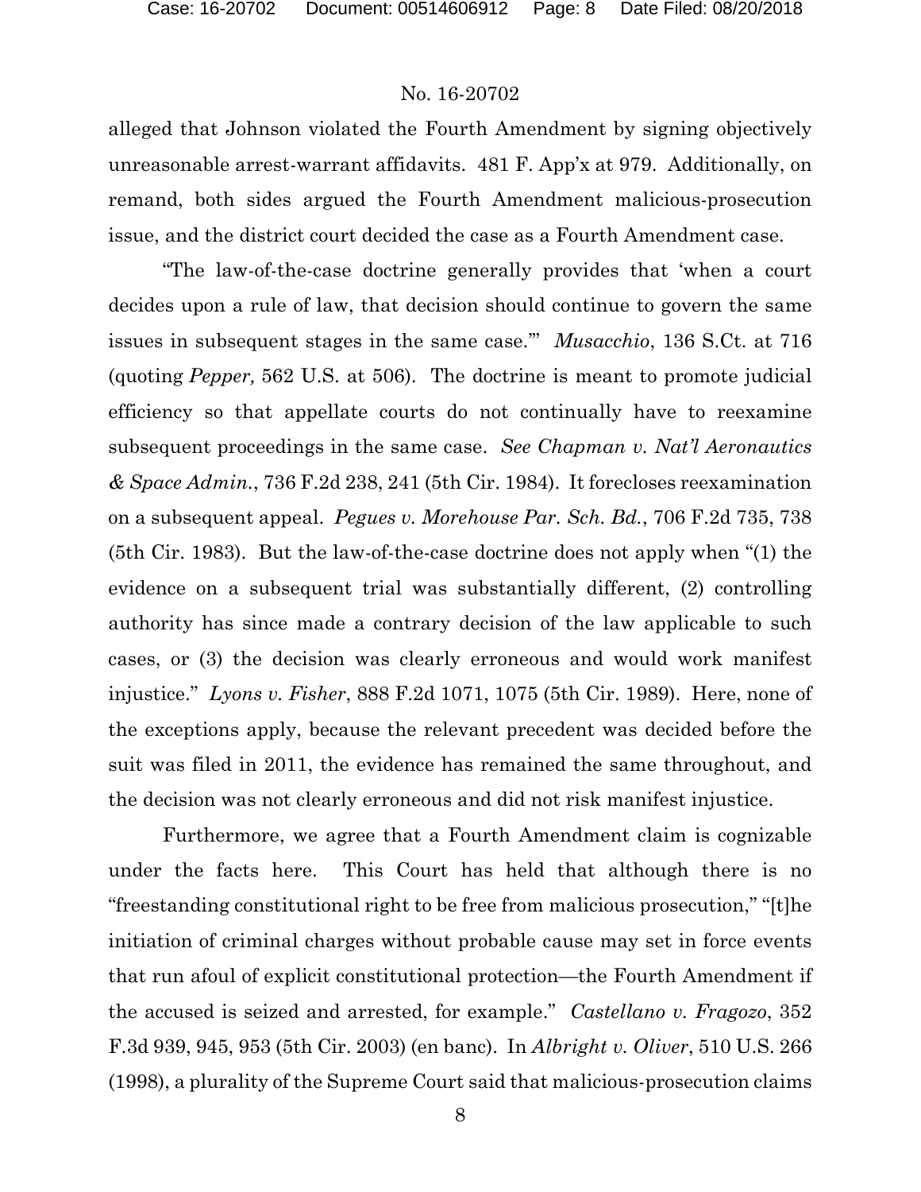alleged that Johnson violated the Fourth Amendment by signing objectively unreasonable arrest-warrant affidavits. 481 F. App'x at 979. Additionally, on remand, both sides argued the Fourth Amendment malicious-prosecution issue, and the district court decided the case as a Fourth Amendment case.

"The law-of-the-case doctrine generally provides that 'when a court decides upon a rule of law, that decision should continue to govern the same issues in subsequent stages in the same case.'" *Musacchio*, 136 S.Ct. at 716 (quoting *Pepper,* 562 U.S. at 506). The doctrine is meant to promote judicial efficiency so that appellate courts do not continually have to reexamine subsequent proceedings in the same case. *See Chapman v. Nat'l Aeronautics & Space Admin.*, 736 F.2d 238, 241 (5th Cir. 1984). It forecloses reexamination on a subsequent appeal. *Pegues v. Morehouse Par. Sch. Bd.*, 706 F.2d 735, 738 (5th Cir. 1983). But the law-of-the-case doctrine does not apply when "(1) the evidence on a subsequent trial was substantially different, (2) controlling authority has since made a contrary decision of the law applicable to such cases, or (3) the decision was clearly erroneous and would work manifest injustice." *Lyons v. Fisher*, 888 F.2d 1071, 1075 (5th Cir. 1989). Here, none of the exceptions apply, because the relevant precedent was decided before the suit was filed in 2011, the evidence has remained the same throughout, and the decision was not clearly erroneous and did not risk manifest injustice.

Furthermore, we agree that a Fourth Amendment claim is cognizable under the facts here. This Court has held that although there is no "freestanding constitutional right to be free from malicious prosecution," "[t]he initiation of criminal charges without probable cause may set in force events that run afoul of explicit constitutional protection—the Fourth Amendment if the accused is seized and arrested, for example." *Castellano v. Fragozo*, 352 F.3d 939, 945, 953 (5th Cir. 2003) (en banc). In *Albright v. Oliver*, 510 U.S. 266 (1998), a plurality of the Supreme Court said that malicious-prosecution claims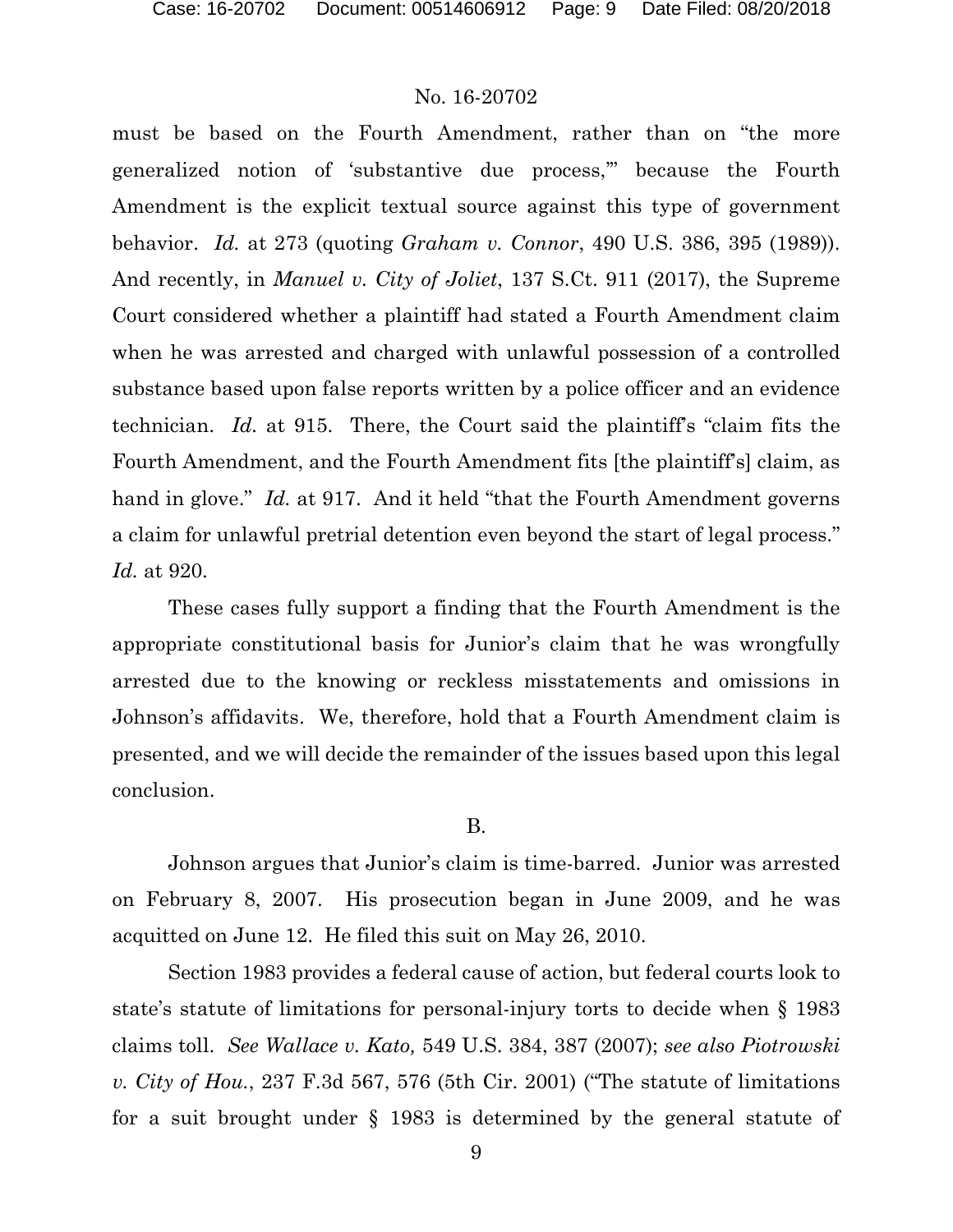must be based on the Fourth Amendment, rather than on "the more generalized notion of 'substantive due process,'" because the Fourth Amendment is the explicit textual source against this type of government behavior. *Id.* at 273 (quoting *Graham v. Connor*, 490 U.S. 386, 395 (1989)). And recently, in *Manuel v. City of Joliet*, 137 S.Ct. 911 (2017), the Supreme Court considered whether a plaintiff had stated a Fourth Amendment claim when he was arrested and charged with unlawful possession of a controlled substance based upon false reports written by a police officer and an evidence technician. *Id.* at 915. There, the Court said the plaintiff's "claim fits the Fourth Amendment, and the Fourth Amendment fits [the plaintiff's] claim, as hand in glove." *Id.* at 917. And it held "that the Fourth Amendment governs a claim for unlawful pretrial detention even beyond the start of legal process." *Id.* at 920.

These cases fully support a finding that the Fourth Amendment is the appropriate constitutional basis for Junior's claim that he was wrongfully arrested due to the knowing or reckless misstatements and omissions in Johnson's affidavits. We, therefore, hold that a Fourth Amendment claim is presented, and we will decide the remainder of the issues based upon this legal conclusion.

B.

Johnson argues that Junior's claim is time-barred. Junior was arrested on February 8, 2007. His prosecution began in June 2009, and he was acquitted on June 12. He filed this suit on May 26, 2010.

Section 1983 provides a federal cause of action, but federal courts look to state's statute of limitations for personal-injury torts to decide when § 1983 claims toll. *See Wallace v. Kato,* 549 U.S. 384, 387 (2007); *see also Piotrowski v. City of Hou.*, 237 F.3d 567, 576 (5th Cir. 2001) ("The statute of limitations for a suit brought under § 1983 is determined by the general statute of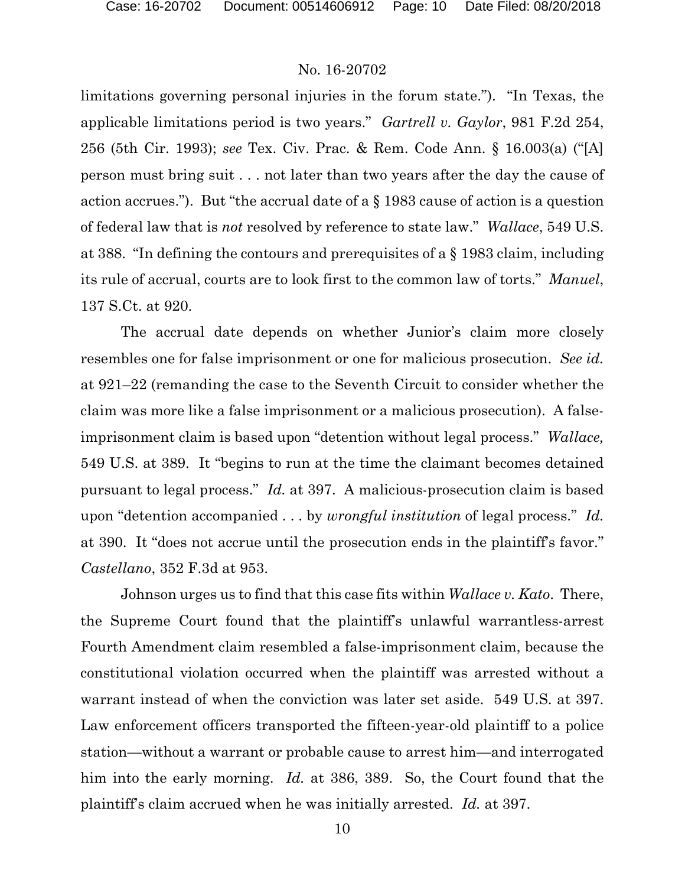limitations governing personal injuries in the forum state."). "In Texas, the applicable limitations period is two years." *Gartrell v. Gaylor*, 981 F.2d 254, 256 (5th Cir. 1993); *see* Tex. Civ. Prac. & Rem. Code Ann. § 16.003(a) ("[A] person must bring suit . . . not later than two years after the day the cause of action accrues."). But "the accrual date of a § 1983 cause of action is a question of federal law that is *not* resolved by reference to state law." *Wallace*, 549 U.S. at 388. "In defining the contours and prerequisites of a § 1983 claim, including its rule of accrual, courts are to look first to the common law of torts." *Manuel*, 137 S.Ct. at 920.

The accrual date depends on whether Junior's claim more closely resembles one for false imprisonment or one for malicious prosecution. *See id.* at 921–22 (remanding the case to the Seventh Circuit to consider whether the claim was more like a false imprisonment or a malicious prosecution). A false-imprisonment claim is based upon "detention without legal process." *Wallace,* 549 U.S. at 389. It "begins to run at the time the claimant becomes detained pursuant to legal process." *Id.* at 397. A malicious-prosecution claim is based upon "detention accompanied . . . by *wrongful institution* of legal process." *Id.* at 390. It "does not accrue until the prosecution ends in the plaintiff's favor." *Castellano*, 352 F.3d at 953.

Johnson urges us to find that this case fits within *Wallace v. Kato*. There, the Supreme Court found that the plaintiff's unlawful warrantless-arrest Fourth Amendment claim resembled a false-imprisonment claim, because the constitutional violation occurred when the plaintiff was arrested without a warrant instead of when the conviction was later set aside. 549 U.S. at 397. Law enforcement officers transported the fifteen-year-old plaintiff to a police station—without a warrant or probable cause to arrest him—and interrogated him into the early morning. *Id.* at 386, 389. So, the Court found that the plaintiff's claim accrued when he was initially arrested. *Id.* at 397.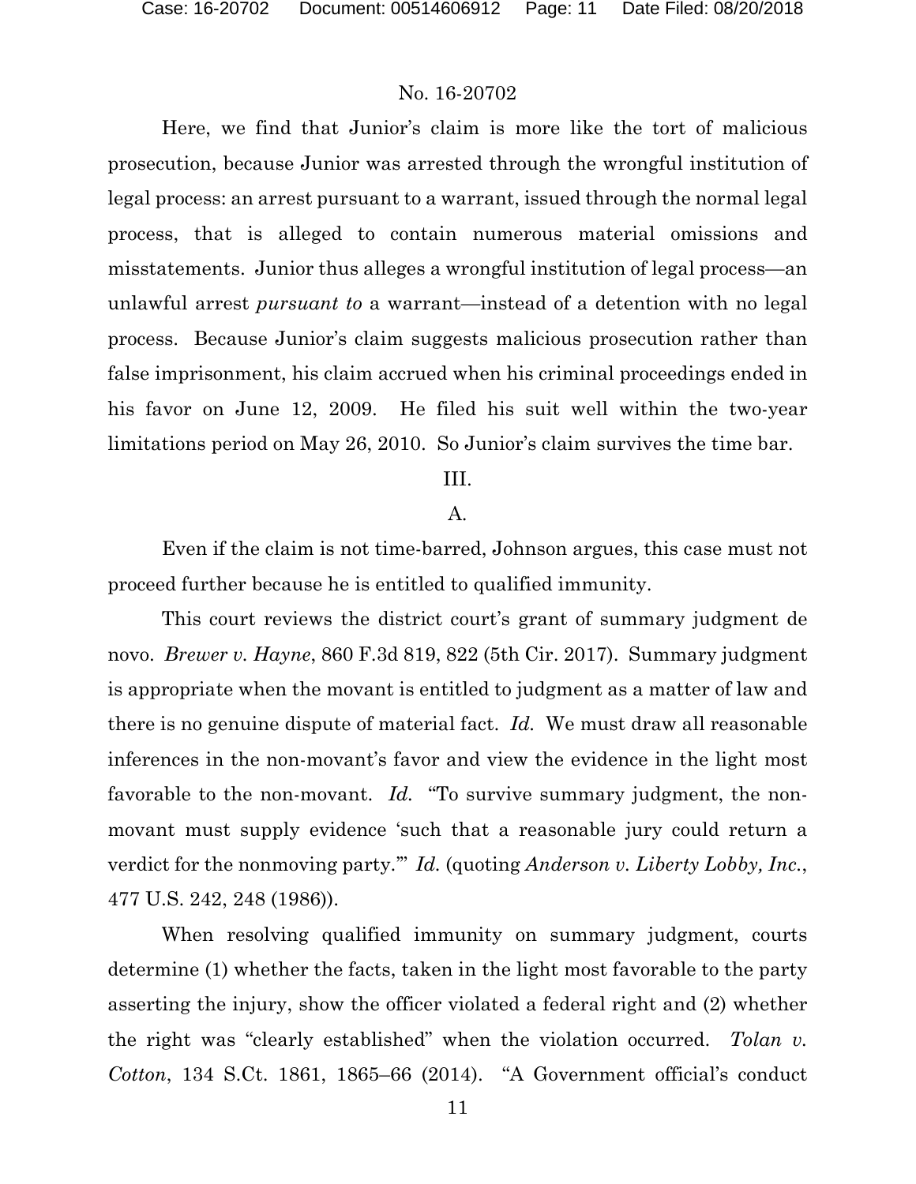Here, we find that Junior's claim is more like the tort of malicious prosecution, because Junior was arrested through the wrongful institution of legal process: an arrest pursuant to a warrant, issued through the normal legal process, that is alleged to contain numerous material omissions and misstatements. Junior thus alleges a wrongful institution of legal process—an unlawful arrest *pursuant to* a warrant—instead of a detention with no legal process. Because Junior's claim suggests malicious prosecution rather than false imprisonment, his claim accrued when his criminal proceedings ended in his favor on June 12, 2009. He filed his suit well within the two-year limitations period on May 26, 2010. So Junior's claim survives the time bar.

## III.

### A.

Even if the claim is not time-barred, Johnson argues, this case must not proceed further because he is entitled to qualified immunity.

This court reviews the district court's grant of summary judgment de novo. *Brewer v. Hayne*, 860 F.3d 819, 822 (5th Cir. 2017). Summary judgment is appropriate when the movant is entitled to judgment as a matter of law and there is no genuine dispute of material fact. *Id.* We must draw all reasonable inferences in the non-movant's favor and view the evidence in the light most favorable to the non-movant. *Id.* "To survive summary judgment, the non-movant must supply evidence 'such that a reasonable jury could return a verdict for the nonmoving party.'" *Id.* (quoting *Anderson v. Liberty Lobby, Inc.*, 477 U.S. 242, 248 (1986)).

When resolving qualified immunity on summary judgment, courts determine (1) whether the facts, taken in the light most favorable to the party asserting the injury, show the officer violated a federal right and (2) whether the right was "clearly established" when the violation occurred. *Tolan v. Cotton*, 134 S.Ct. 1861, 1865–66 (2014). "A Government official's conduct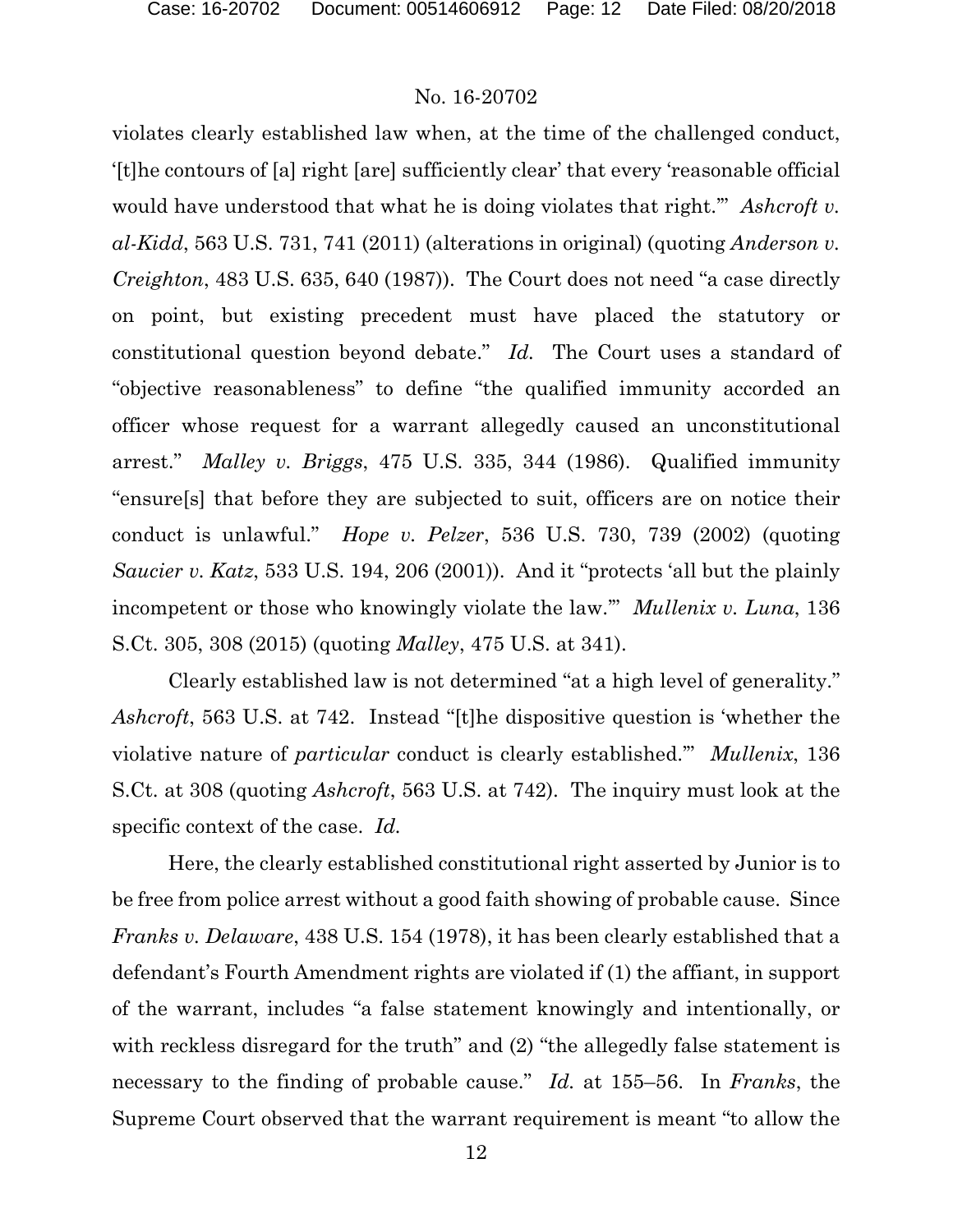violates clearly established law when, at the time of the challenged conduct, '[t]he contours of [a] right [are] sufficiently clear' that every 'reasonable official would have understood that what he is doing violates that right.'" *Ashcroft v. al-Kidd*, 563 U.S. 731, 741 (2011) (alterations in original) (quoting *Anderson v. Creighton*, 483 U.S. 635, 640 (1987)). The Court does not need "a case directly on point, but existing precedent must have placed the statutory or constitutional question beyond debate." *Id.* The Court uses a standard of "objective reasonableness" to define "the qualified immunity accorded an officer whose request for a warrant allegedly caused an unconstitutional arrest." *Malley v. Briggs*, 475 U.S. 335, 344 (1986). Qualified immunity "ensure[s] that before they are subjected to suit, officers are on notice their conduct is unlawful." *Hope v. Pelzer*, 536 U.S. 730, 739 (2002) (quoting *Saucier v. Katz*, 533 U.S. 194, 206 (2001)). And it "protects 'all but the plainly incompetent or those who knowingly violate the law.'" *Mullenix v. Luna*, 136 S.Ct. 305, 308 (2015) (quoting *Malley*, 475 U.S. at 341).

Clearly established law is not determined "at a high level of generality." *Ashcroft*, 563 U.S. at 742. Instead "[t]he dispositive question is 'whether the violative nature of *particular* conduct is clearly established.'" *Mullenix*, 136 S.Ct. at 308 (quoting *Ashcroft*, 563 U.S. at 742). The inquiry must look at the specific context of the case. *Id.*

Here, the clearly established constitutional right asserted by Junior is to be free from police arrest without a good faith showing of probable cause. Since *Franks v. Delaware*, 438 U.S. 154 (1978), it has been clearly established that a defendant's Fourth Amendment rights are violated if (1) the affiant, in support of the warrant, includes "a false statement knowingly and intentionally, or with reckless disregard for the truth" and (2) "the allegedly false statement is necessary to the finding of probable cause." *Id.* at 155–56. In *Franks*, the Supreme Court observed that the warrant requirement is meant "to allow the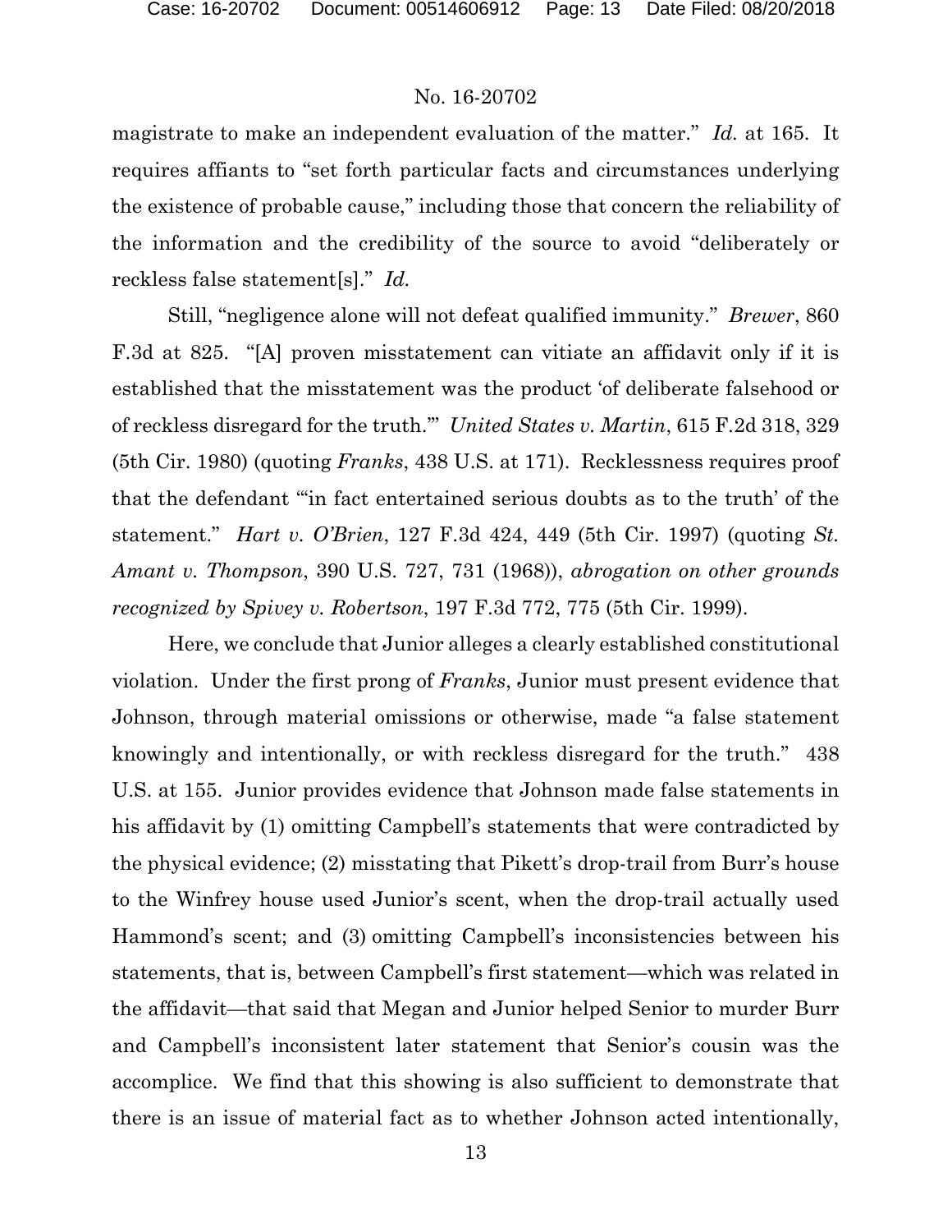magistrate to make an independent evaluation of the matter." *Id.* at 165. It requires affiants to "set forth particular facts and circumstances underlying the existence of probable cause," including those that concern the reliability of the information and the credibility of the source to avoid "deliberately or reckless false statement[s]." *Id.*

Still, "negligence alone will not defeat qualified immunity." *Brewer*, 860 F.3d at 825. "[A] proven misstatement can vitiate an affidavit only if it is established that the misstatement was the product 'of deliberate falsehood or of reckless disregard for the truth.'" *United States v. Martin*, 615 F.2d 318, 329 (5th Cir. 1980) (quoting *Franks*, 438 U.S. at 171). Recklessness requires proof that the defendant "'in fact entertained serious doubts as to the truth' of the statement." *Hart v. O'Brien*, 127 F.3d 424, 449 (5th Cir. 1997) (quoting *St. Amant v. Thompson*, 390 U.S. 727, 731 (1968)), *abrogation on other grounds recognized by Spivey v. Robertson*, 197 F.3d 772, 775 (5th Cir. 1999).

Here, we conclude that Junior alleges a clearly established constitutional violation. Under the first prong of *Franks*, Junior must present evidence that Johnson, through material omissions or otherwise, made "a false statement knowingly and intentionally, or with reckless disregard for the truth." 438 U.S. at 155. Junior provides evidence that Johnson made false statements in his affidavit by (1) omitting Campbell's statements that were contradicted by the physical evidence; (2) misstating that Pikett's drop-trail from Burr's house to the Winfrey house used Junior's scent, when the drop-trail actually used Hammond's scent; and (3) omitting Campbell's inconsistencies between his statements, that is, between Campbell's first statement—which was related in the affidavit—that said that Megan and Junior helped Senior to murder Burr and Campbell's inconsistent later statement that Senior's cousin was the accomplice. We find that this showing is also sufficient to demonstrate that there is an issue of material fact as to whether Johnson acted intentionally,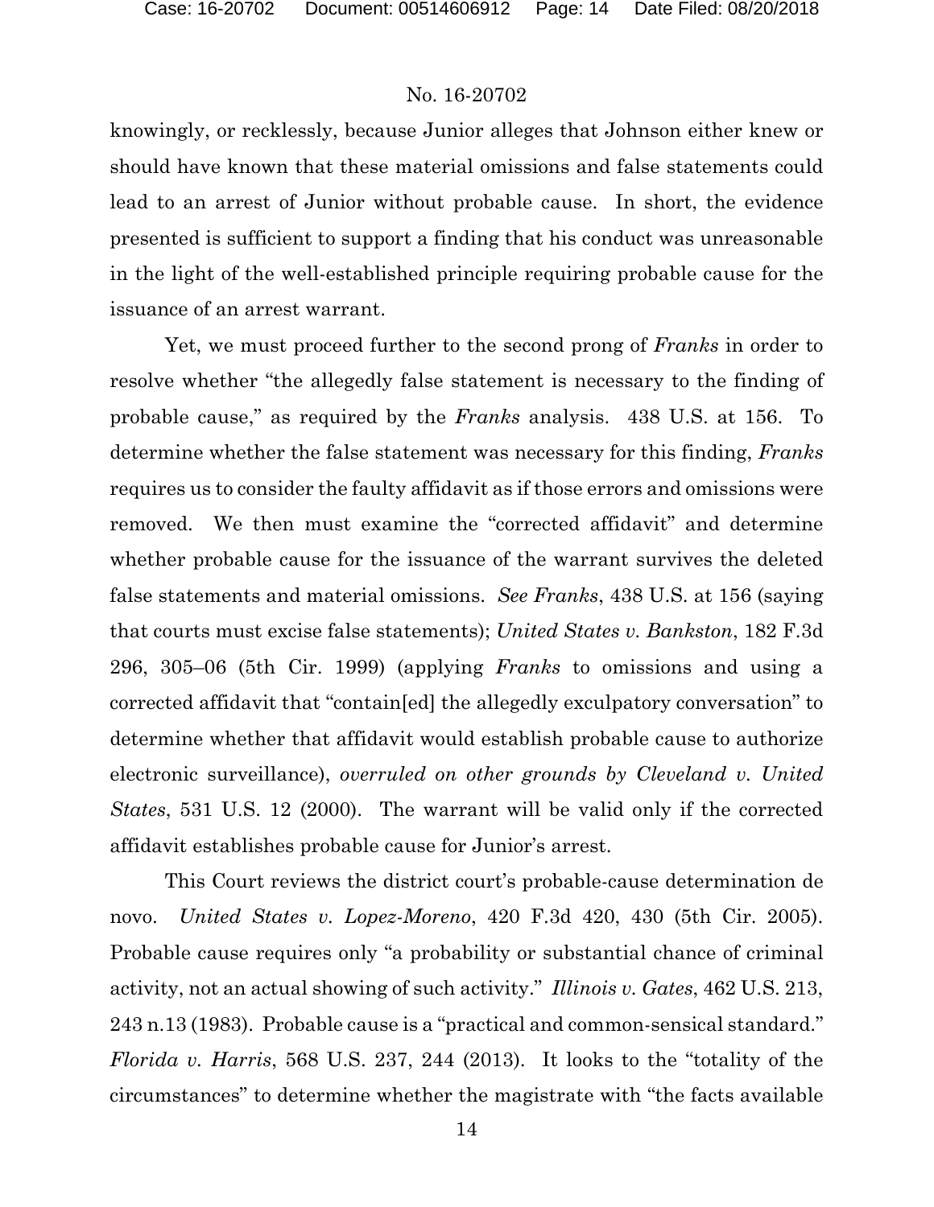knowingly, or recklessly, because Junior alleges that Johnson either knew or should have known that these material omissions and false statements could lead to an arrest of Junior without probable cause. In short, the evidence presented is sufficient to support a finding that his conduct was unreasonable in the light of the well-established principle requiring probable cause for the issuance of an arrest warrant.

Yet, we must proceed further to the second prong of *Franks* in order to resolve whether "the allegedly false statement is necessary to the finding of probable cause," as required by the *Franks* analysis. 438 U.S. at 156. To determine whether the false statement was necessary for this finding, *Franks* requires us to consider the faulty affidavit as if those errors and omissions were removed. We then must examine the "corrected affidavit" and determine whether probable cause for the issuance of the warrant survives the deleted false statements and material omissions. *See Franks*, 438 U.S. at 156 (saying that courts must excise false statements); *United States v. Bankston*, 182 F.3d 296, 305–06 (5th Cir. 1999) (applying *Franks* to omissions and using a corrected affidavit that "contain[ed] the allegedly exculpatory conversation" to determine whether that affidavit would establish probable cause to authorize electronic surveillance), *overruled on other grounds by Cleveland v. United States*, 531 U.S. 12 (2000). The warrant will be valid only if the corrected affidavit establishes probable cause for Junior's arrest.

This Court reviews the district court's probable-cause determination de novo. *United States v. Lopez-Moreno*, 420 F.3d 420, 430 (5th Cir. 2005). Probable cause requires only "a probability or substantial chance of criminal activity, not an actual showing of such activity." *Illinois v. Gates*, 462 U.S. 213, 243 n.13 (1983). Probable cause is a "practical and common-sensical standard." *Florida v. Harris*, 568 U.S. 237, 244 (2013). It looks to the "totality of the circumstances" to determine whether the magistrate with "the facts available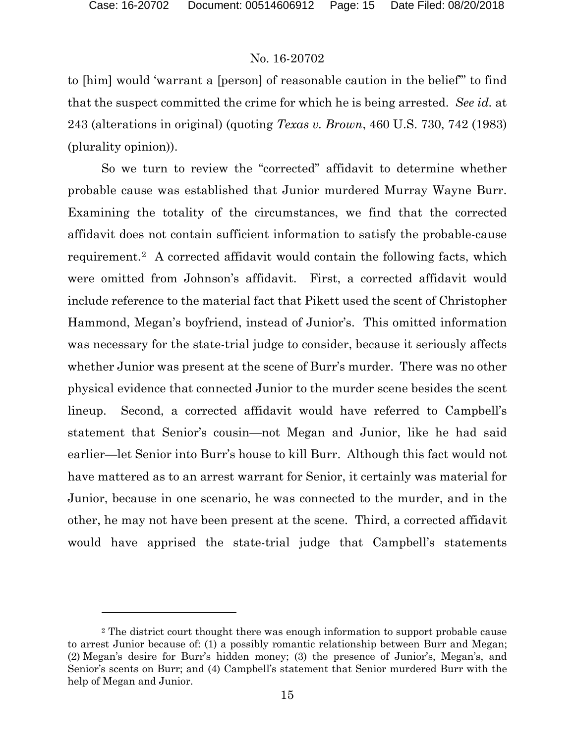to [him] would 'warrant a [person] of reasonable caution in the belief'" to find that the suspect committed the crime for which he is being arrested. *See id.* at 243 (alterations in original) (quoting *Texas v. Brown*, 460 U.S. 730, 742 (1983) (plurality opinion)).

So we turn to review the "corrected" affidavit to determine whether probable cause was established that Junior murdered Murray Wayne Burr. Examining the totality of the circumstances, we find that the corrected affidavit does not contain sufficient information to satisfy the probable-cause requirement.[2] A corrected affidavit would contain the following facts, which were omitted from Johnson's affidavit. First, a corrected affidavit would include reference to the material fact that Pikett used the scent of Christopher Hammond, Megan's boyfriend, instead of Junior's. This omitted information was necessary for the state-trial judge to consider, because it seriously affects whether Junior was present at the scene of Burr's murder. There was no other physical evidence that connected Junior to the murder scene besides the scent lineup. Second, a corrected affidavit would have referred to Campbell's statement that Senior's cousin—not Megan and Junior, like he had said earlier—let Senior into Burr's house to kill Burr. Although this fact would not have mattered as to an arrest warrant for Senior, it certainly was material for Junior, because in one scenario, he was connected to the murder, and in the other, he may not have been present at the scene. Third, a corrected affidavit would have apprised the state-trial judge that Campbell's statements

---

[2] The district court thought there was enough information to support probable cause to arrest Junior because of: (1) a possibly romantic relationship between Burr and Megan; (2) Megan's desire for Burr's hidden money; (3) the presence of Junior's, Megan's, and Senior's scents on Burr; and (4) Campbell's statement that Senior murdered Burr with the help of Megan and Junior.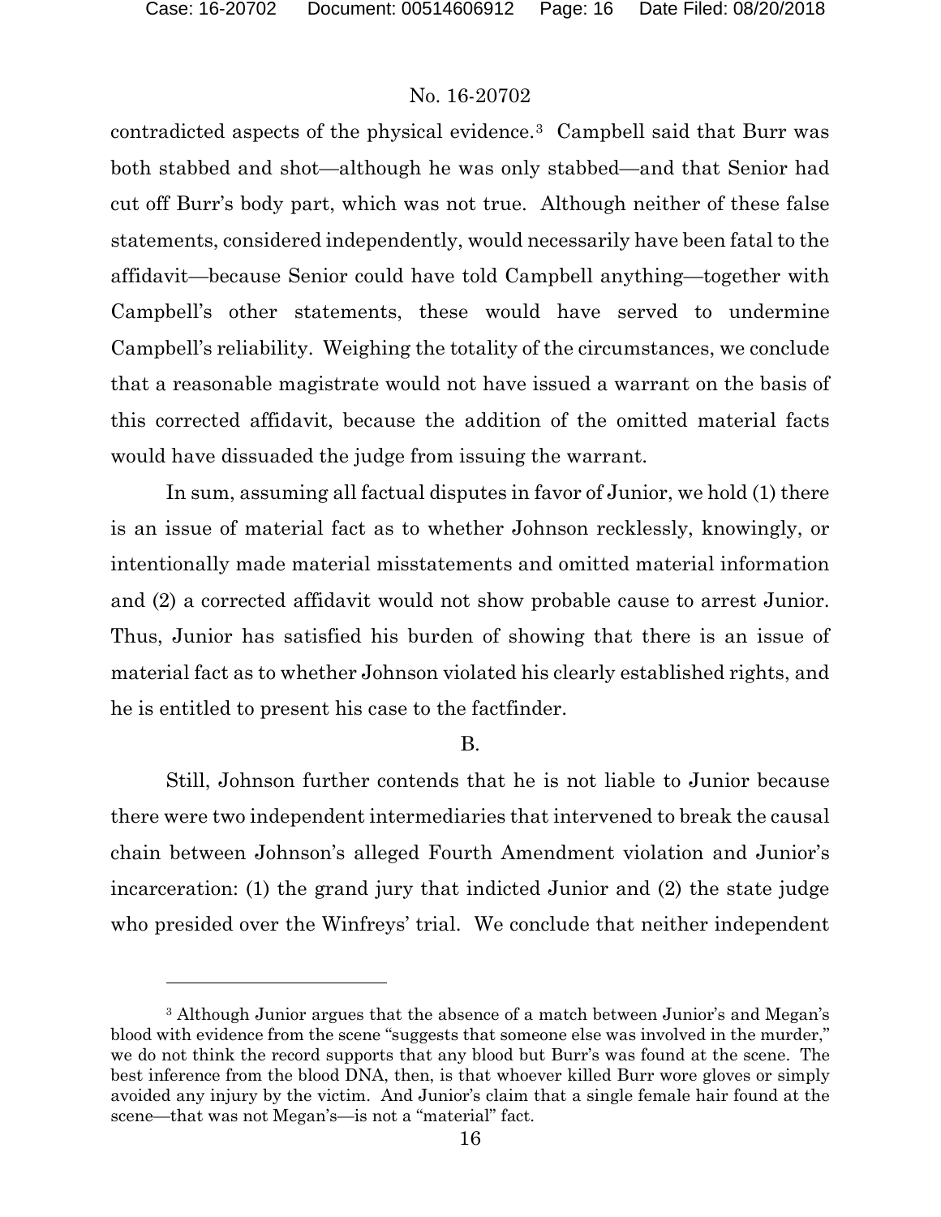contradicted aspects of the physical evidence.[3] Campbell said that Burr was both stabbed and shot—although he was only stabbed—and that Senior had cut off Burr's body part, which was not true. Although neither of these false statements, considered independently, would necessarily have been fatal to the affidavit—because Senior could have told Campbell anything—together with Campbell's other statements, these would have served to undermine Campbell's reliability. Weighing the totality of the circumstances, we conclude that a reasonable magistrate would not have issued a warrant on the basis of this corrected affidavit, because the addition of the omitted material facts would have dissuaded the judge from issuing the warrant.

In sum, assuming all factual disputes in favor of Junior, we hold (1) there is an issue of material fact as to whether Johnson recklessly, knowingly, or intentionally made material misstatements and omitted material information and (2) a corrected affidavit would not show probable cause to arrest Junior. Thus, Junior has satisfied his burden of showing that there is an issue of material fact as to whether Johnson violated his clearly established rights, and he is entitled to present his case to the factfinder.

B.

Still, Johnson further contends that he is not liable to Junior because there were two independent intermediaries that intervened to break the causal chain between Johnson's alleged Fourth Amendment violation and Junior's incarceration: (1) the grand jury that indicted Junior and (2) the state judge who presided over the Winfreys' trial. We conclude that neither independent

[3] Although Junior argues that the absence of a match between Junior's and Megan's blood with evidence from the scene "suggests that someone else was involved in the murder," we do not think the record supports that any blood but Burr's was found at the scene. The best inference from the blood DNA, then, is that whoever killed Burr wore gloves or simply avoided any injury by the victim. And Junior's claim that a single female hair found at the scene—that was not Megan's—is not a "material" fact.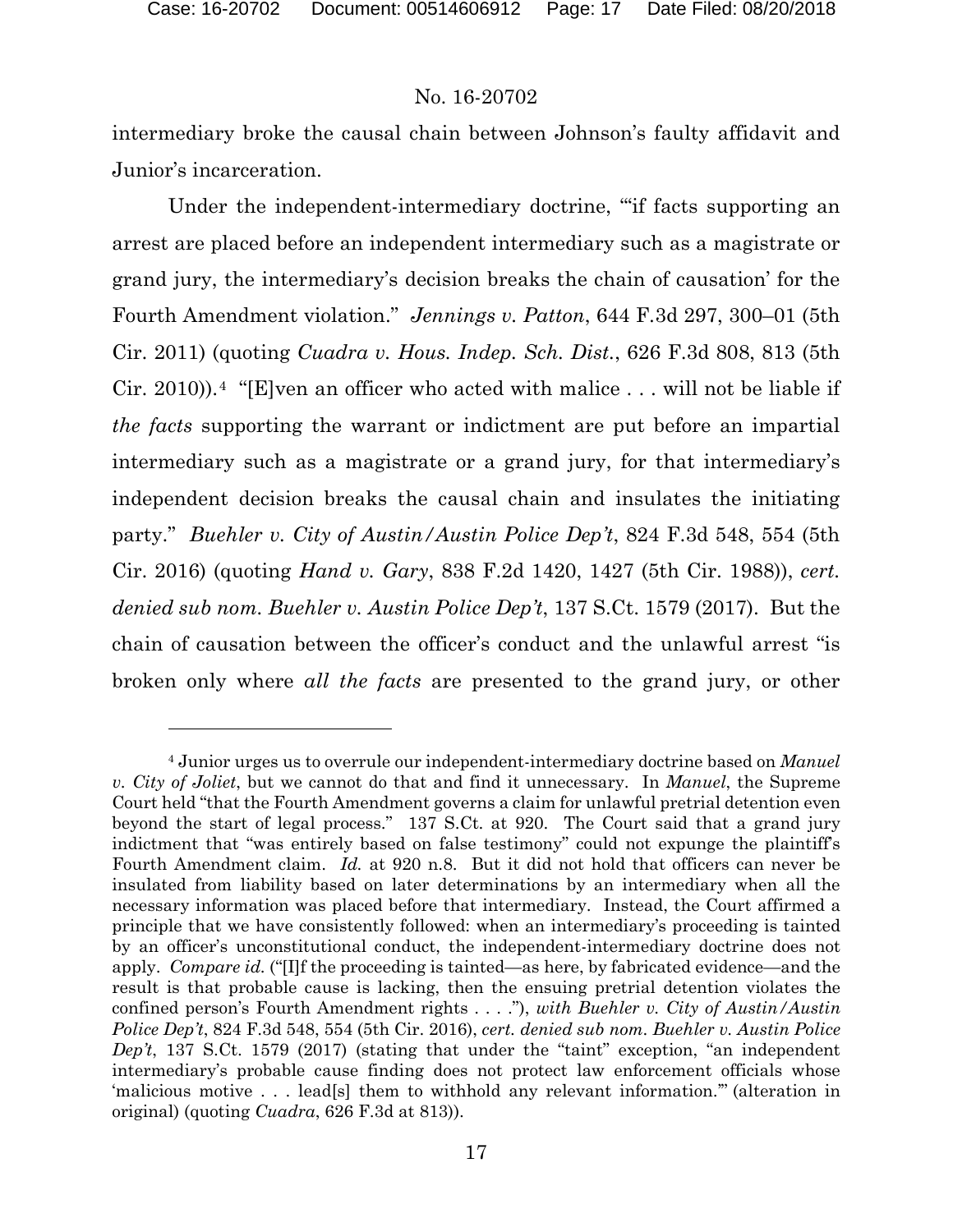intermediary broke the causal chain between Johnson's faulty affidavit and Junior's incarceration.

Under the independent-intermediary doctrine, "'if facts supporting an arrest are placed before an independent intermediary such as a magistrate or grand jury, the intermediary's decision breaks the chain of causation' for the Fourth Amendment violation." *Jennings v. Patton*, 644 F.3d 297, 300–01 (5th Cir. 2011) (quoting *Cuadra v. Hous. Indep. Sch. Dist.*, 626 F.3d 808, 813 (5th Cir. 2010)).[4] "[E]ven an officer who acted with malice . . . will not be liable if *the facts* supporting the warrant or indictment are put before an impartial intermediary such as a magistrate or a grand jury, for that intermediary's independent decision breaks the causal chain and insulates the initiating party." *Buehler v. City of Austin/Austin Police Dep't*, 824 F.3d 548, 554 (5th Cir. 2016) (quoting *Hand v. Gary*, 838 F.2d 1420, 1427 (5th Cir. 1988)), *cert. denied sub nom. Buehler v. Austin Police Dep't*, 137 S.Ct. 1579 (2017). But the chain of causation between the officer's conduct and the unlawful arrest "is broken only where *all the facts* are presented to the grand jury, or other

---

[4] Junior urges us to overrule our independent-intermediary doctrine based on *Manuel v. City of Joliet*, but we cannot do that and find it unnecessary. In *Manuel*, the Supreme Court held "that the Fourth Amendment governs a claim for unlawful pretrial detention even beyond the start of legal process." 137 S.Ct. at 920. The Court said that a grand jury indictment that "was entirely based on false testimony" could not expunge the plaintiff's Fourth Amendment claim. *Id.* at 920 n.8. But it did not hold that officers can never be insulated from liability based on later determinations by an intermediary when all the necessary information was placed before that intermediary. Instead, the Court affirmed a principle that we have consistently followed: when an intermediary's proceeding is tainted by an officer's unconstitutional conduct, the independent-intermediary doctrine does not apply. *Compare id.* ("[I]f the proceeding is tainted—as here, by fabricated evidence—and the result is that probable cause is lacking, then the ensuing pretrial detention violates the confined person's Fourth Amendment rights . . . ."), *with Buehler v. City of Austin/Austin Police Dep't*, 824 F.3d 548, 554 (5th Cir. 2016), *cert. denied sub nom. Buehler v. Austin Police Dep't*, 137 S.Ct. 1579 (2017) (stating that under the "taint" exception, "an independent intermediary's probable cause finding does not protect law enforcement officials whose 'malicious motive . . . lead[s] them to withhold any relevant information.'" (alteration in original) (quoting *Cuadra*, 626 F.3d at 813)).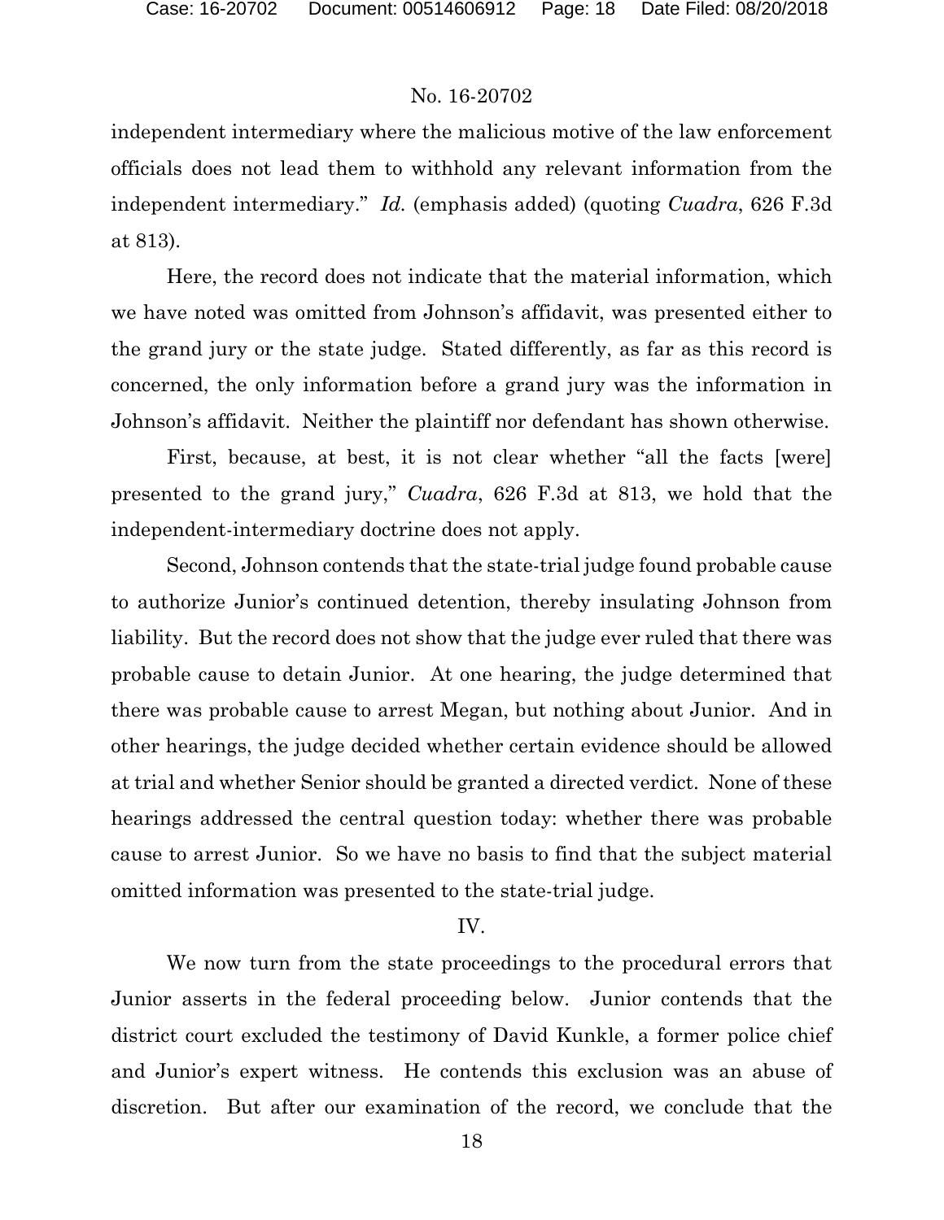independent intermediary where the malicious motive of the law enforcement officials does not lead them to withhold any relevant information from the independent intermediary." *Id.* (emphasis added) (quoting *Cuadra*, 626 F.3d at 813).

Here, the record does not indicate that the material information, which we have noted was omitted from Johnson's affidavit, was presented either to the grand jury or the state judge. Stated differently, as far as this record is concerned, the only information before a grand jury was the information in Johnson's affidavit. Neither the plaintiff nor defendant has shown otherwise.

First, because, at best, it is not clear whether "all the facts [were] presented to the grand jury," *Cuadra*, 626 F.3d at 813, we hold that the independent-intermediary doctrine does not apply.

Second, Johnson contends that the state-trial judge found probable cause to authorize Junior's continued detention, thereby insulating Johnson from liability. But the record does not show that the judge ever ruled that there was probable cause to detain Junior. At one hearing, the judge determined that there was probable cause to arrest Megan, but nothing about Junior. And in other hearings, the judge decided whether certain evidence should be allowed at trial and whether Senior should be granted a directed verdict. None of these hearings addressed the central question today: whether there was probable cause to arrest Junior. So we have no basis to find that the subject material omitted information was presented to the state-trial judge.

## IV.

We now turn from the state proceedings to the procedural errors that Junior asserts in the federal proceeding below. Junior contends that the district court excluded the testimony of David Kunkle, a former police chief and Junior's expert witness. He contends this exclusion was an abuse of discretion. But after our examination of the record, we conclude that the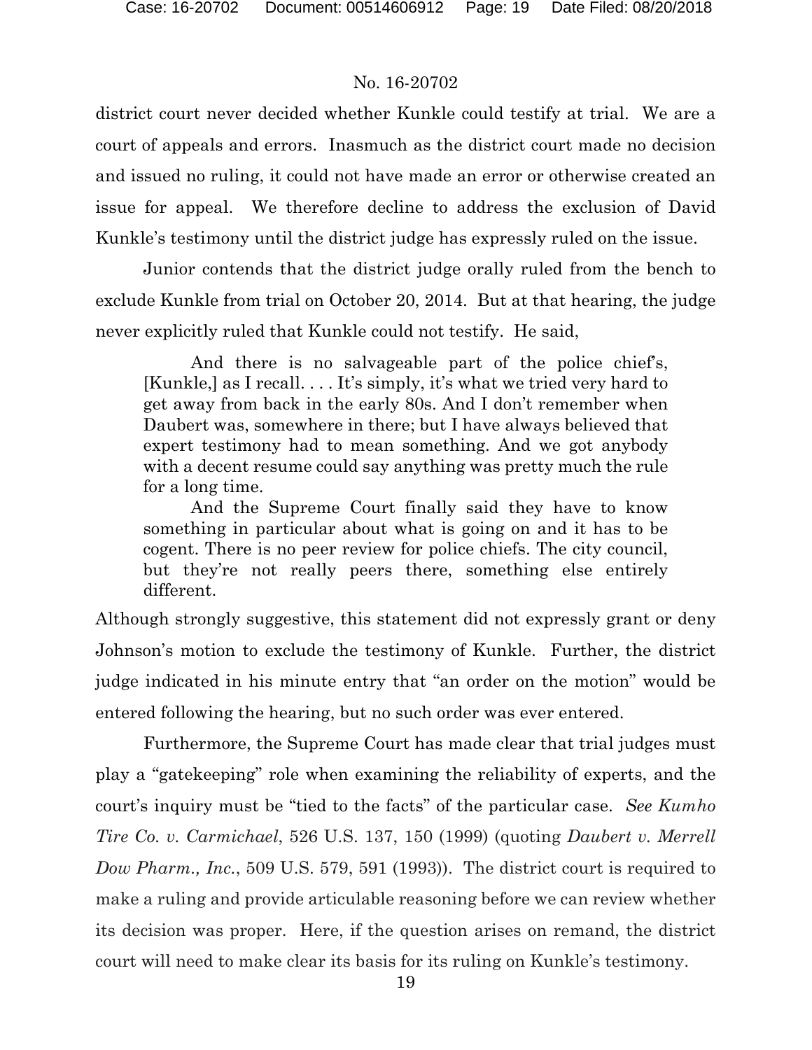district court never decided whether Kunkle could testify at trial. We are a court of appeals and errors. Inasmuch as the district court made no decision and issued no ruling, it could not have made an error or otherwise created an issue for appeal. We therefore decline to address the exclusion of David Kunkle's testimony until the district judge has expressly ruled on the issue.

Junior contends that the district judge orally ruled from the bench to exclude Kunkle from trial on October 20, 2014. But at that hearing, the judge never explicitly ruled that Kunkle could not testify. He said,

> And there is no salvageable part of the police chief's, [Kunkle,] as I recall. . . . It's simply, it's what we tried very hard to get away from back in the early 80s. And I don't remember when Daubert was, somewhere in there; but I have always believed that expert testimony had to mean something. And we got anybody with a decent resume could say anything was pretty much the rule for a long time.
>
> And the Supreme Court finally said they have to know something in particular about what is going on and it has to be cogent. There is no peer review for police chiefs. The city council, but they're not really peers there, something else entirely different.

Although strongly suggestive, this statement did not expressly grant or deny Johnson's motion to exclude the testimony of Kunkle. Further, the district judge indicated in his minute entry that "an order on the motion" would be entered following the hearing, but no such order was ever entered.

Furthermore, the Supreme Court has made clear that trial judges must play a "gatekeeping" role when examining the reliability of experts, and the court's inquiry must be "tied to the facts" of the particular case. *See Kumho Tire Co. v. Carmichael*, 526 U.S. 137, 150 (1999) (quoting *Daubert v. Merrell Dow Pharm., Inc.*, 509 U.S. 579, 591 (1993)). The district court is required to make a ruling and provide articulable reasoning before we can review whether its decision was proper. Here, if the question arises on remand, the district court will need to make clear its basis for its ruling on Kunkle's testimony.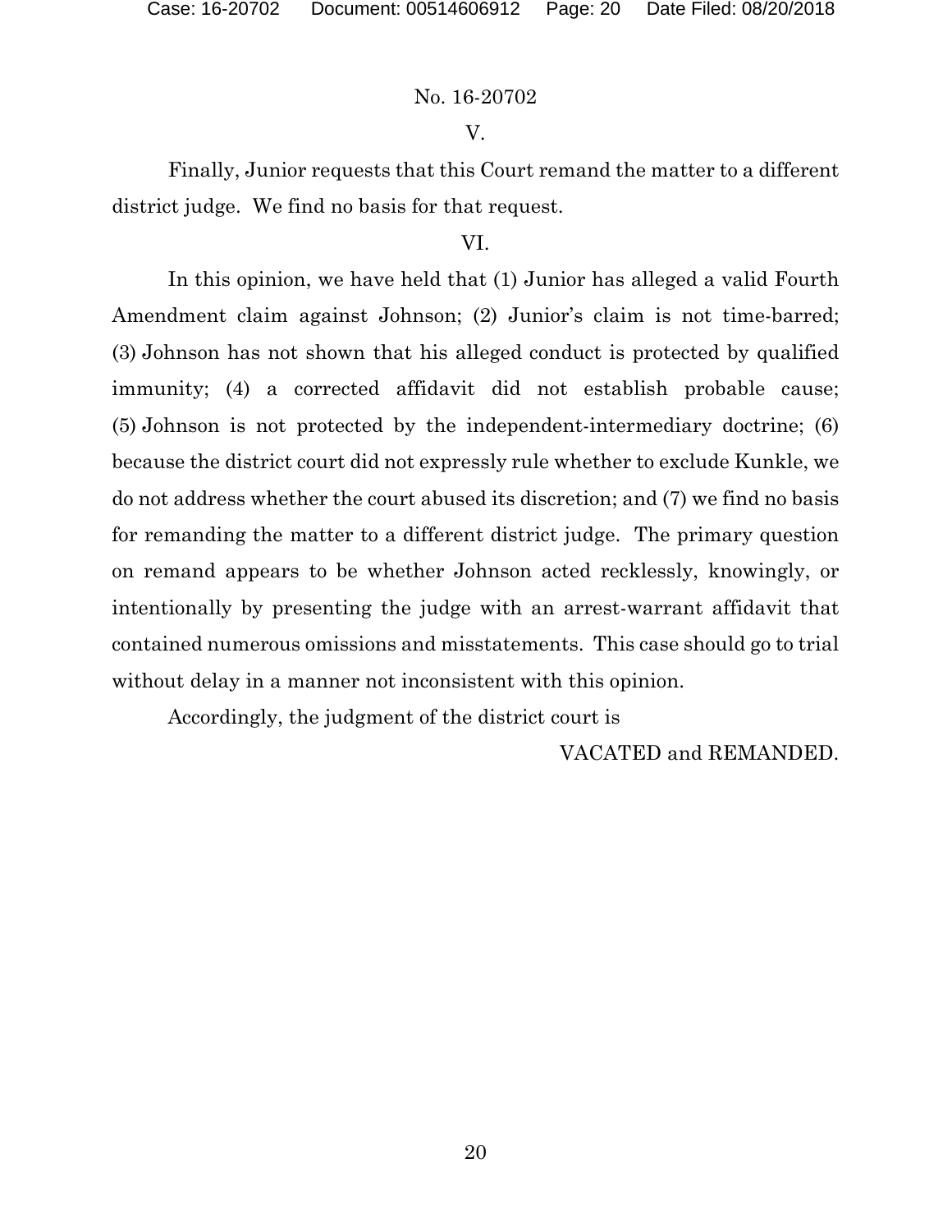No. 16-20702

## V.

Finally, Junior requests that this Court remand the matter to a different district judge. We find no basis for that request.

## VI.

In this opinion, we have held that (1) Junior has alleged a valid Fourth Amendment claim against Johnson; (2) Junior's claim is not time-barred; (3) Johnson has not shown that his alleged conduct is protected by qualified immunity; (4) a corrected affidavit did not establish probable cause; (5) Johnson is not protected by the independent-intermediary doctrine; (6) because the district court did not expressly rule whether to exclude Kunkle, we do not address whether the court abused its discretion; and (7) we find no basis for remanding the matter to a different district judge. The primary question on remand appears to be whether Johnson acted recklessly, knowingly, or intentionally by presenting the judge with an arrest-warrant affidavit that contained numerous omissions and misstatements. This case should go to trial without delay in a manner not inconsistent with this opinion.

Accordingly, the judgment of the district court is

VACATED and REMANDED.